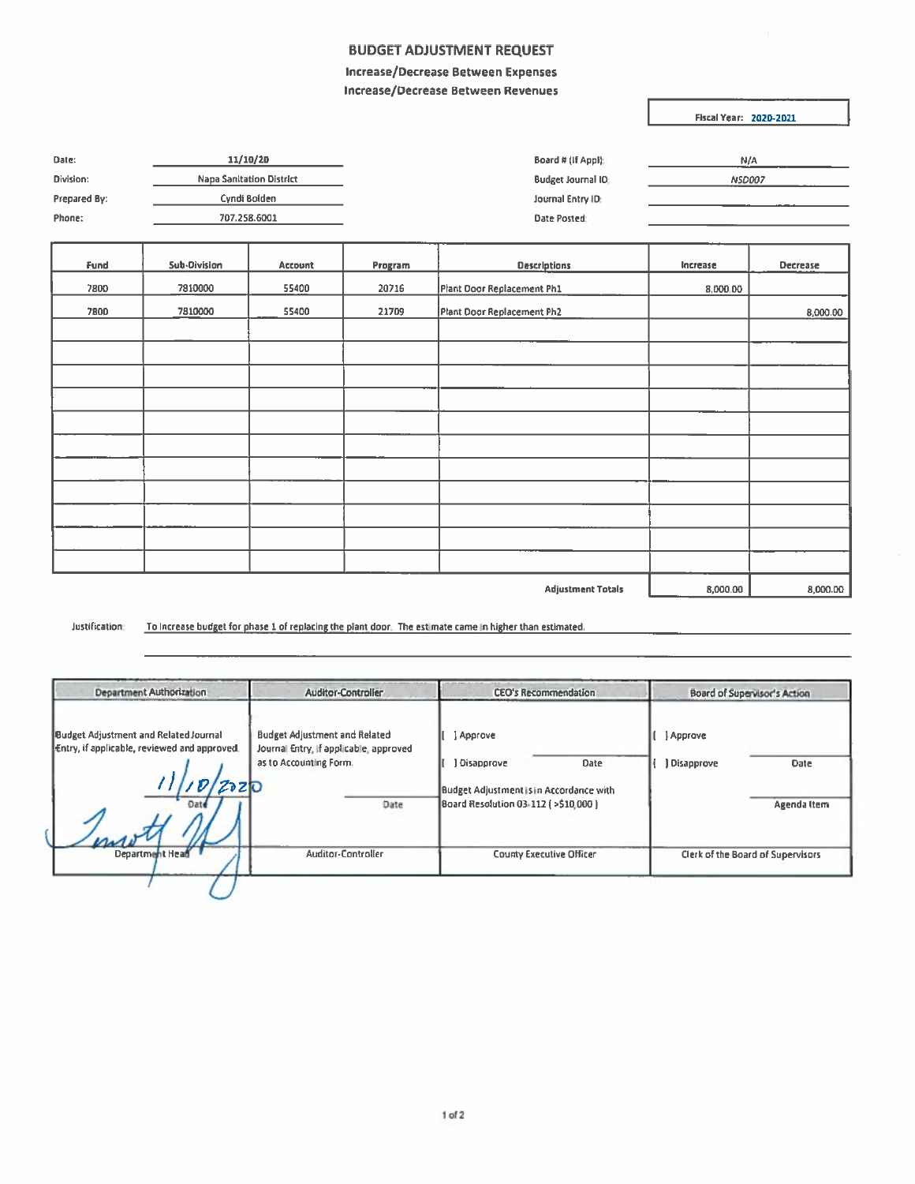# BUDGET ADJUSTMENT REQUEST

**Increase/Decrease Between Expenses**

**Increase/Decrease Between Revenues**

**Fiscal Year: 2020-2021**

| | | | |
|---|---|---|---|
| Date: | 11/10/20 | Board # (If Appl): | N/A |
| Division: | Napa Sanitation District | Budget Journal ID: | NSD007 |
| Prepared By: | Cyndi Bolden | Journal Entry ID: | |
| Phone: | 707.258.6001 | Date Posted: | |

| Fund | Sub-Division | Account | Program | Descriptions | Increase | Decrease |
|---|---|---|---|---|---|---|
| 7800 | 7810000 | 55400 | 20716 | Plant Door Replacement Ph1 | 8,000.00 | |
| 7800 | 7810000 | 55400 | 21709 | Plant Door Replacement Ph2 | | 8,000.00 |
| | | | | | | |
| | | | | | | |
| | | | | | | |
| | | | | | | |
| | | | | | | |
| | | | | | | |
| | | | | | | |
| | | | | | | |
| | | | | | | |
| | | | | | | |
| | | | | | | |
| | | | | **Adjustment Totals** | 8,000.00 | 8,000.00 |

Justification: To increase budget for phase 1 of replacing the plant door. The estimate came in higher than estimated.

| Department Authorization | Auditor-Controller | CEO's Recommendation | Board of Supervisor's Action |
|---|---|---|---|
| Budget Adjustment and Related Journal Entry, if applicable, reviewed and approved. | Budget Adjustment and Related Journal Entry, if applicable, approved as to Accounting Form. | [ ] Approve | [ ] Approve |
| 11/10/2020 | | [ ] Disapprove Date | [ ] Disapprove Date |
| Date | Date | Budget Adjustment is in Accordance with Board Resolution 03-112 ( >$10,000 ) | Agenda Item |
| [Signature] Department Head | Auditor-Controller | County Executive Officer | Clerk of the Board of Supervisors |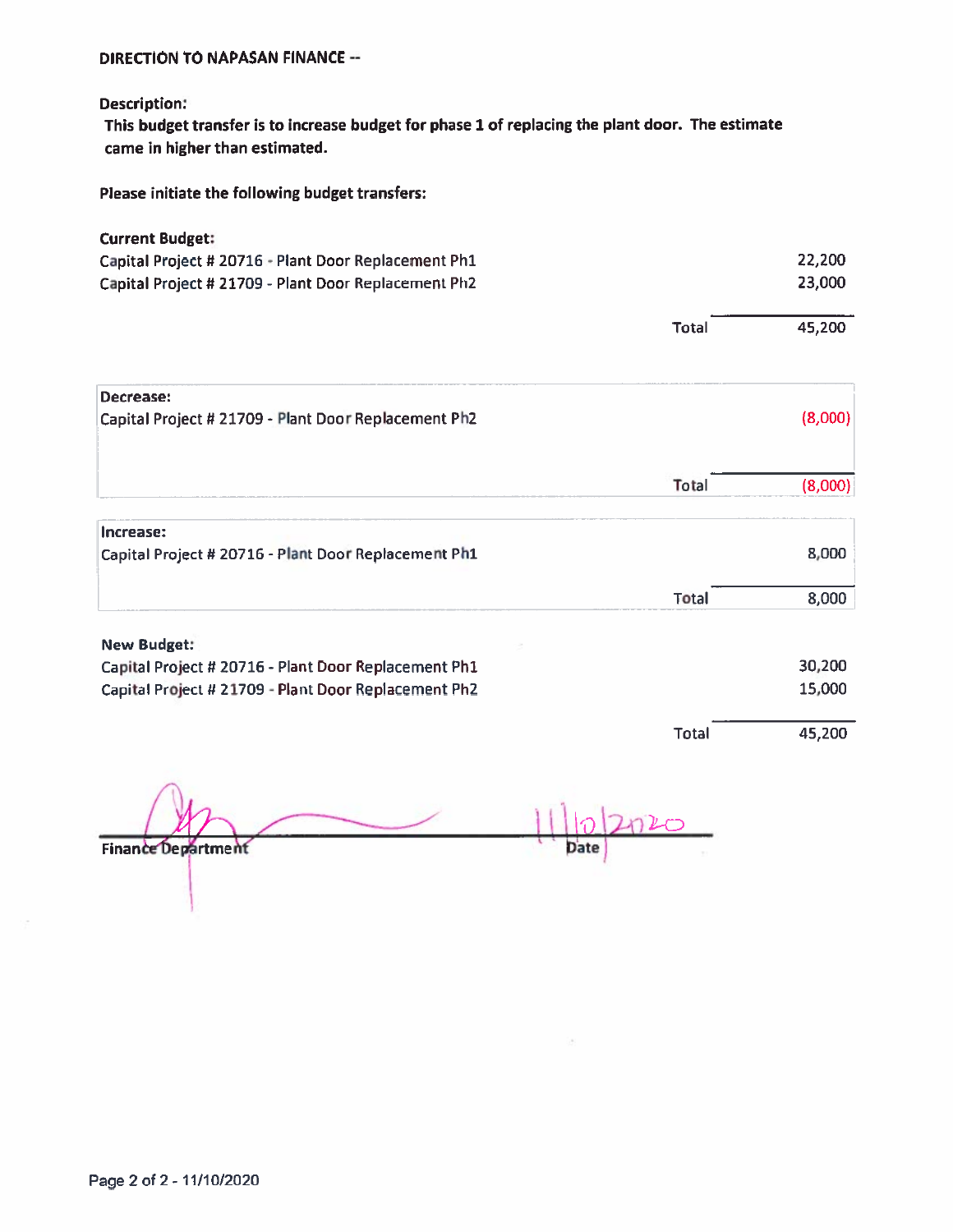**DIRECTION TO NAPASAN FINANCE --**

**Description:**

**This budget transfer is to increase budget for phase 1 of replacing the plant door. The estimate came in higher than estimated.**

**Please initiate the following budget transfers:**

**Current Budget:**

| | |
|---|---|
| Capital Project # 20716 - Plant Door Replacement Ph1 | 22,200 |
| Capital Project # 21709 - Plant Door Replacement Ph2 | 23,000 |
| Total | 45,200 |

**Decrease:**

| | |
|---|---|
| Capital Project # 21709 - Plant Door Replacement Ph2 | (8,000) |
| Total | (8,000) |

**Increase:**

| | |
|---|---|
| Capital Project # 20716 - Plant Door Replacement Ph1 | 8,000 |
| Total | 8,000 |

**New Budget:**

| | |
|---|---|
| Capital Project # 20716 - Plant Door Replacement Ph1 | 30,200 |
| Capital Project # 21709 - Plant Door Replacement Ph2 | 15,000 |
| Total | 45,200 |

[Signature]

**Finance Department**

11/10/2020

**Date**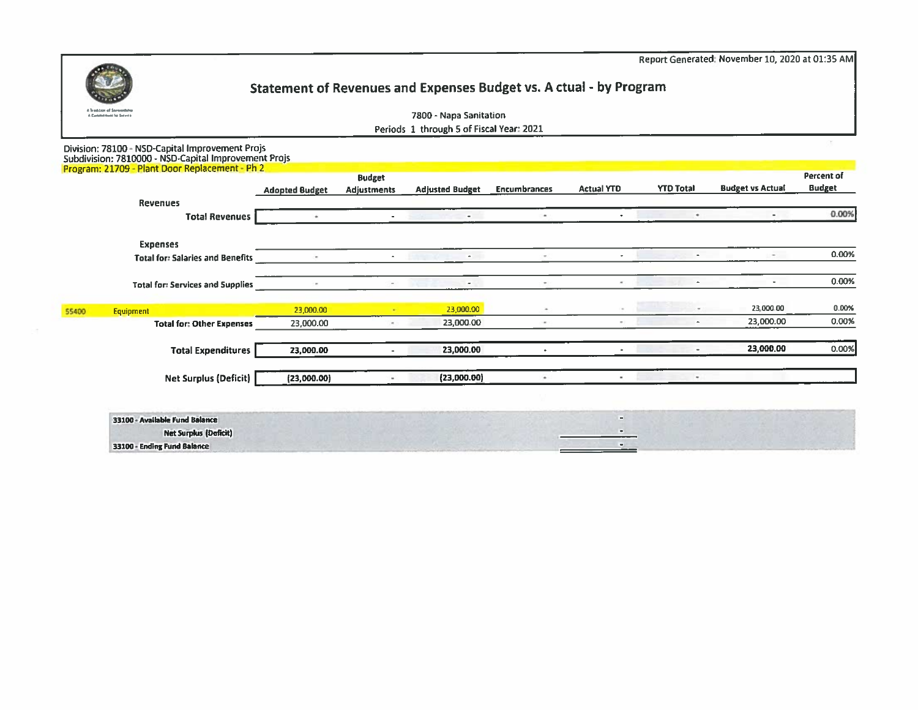Report Generated: November 10, 2020 at 01:35 AM

# Statement of Revenues and Expenses Budget vs. Actual - by Program

7800 - Napa Sanitation

Periods 1 through 5 of Fiscal Year: 2021

Division: 78100 - NSD-Capital Improvement Projs
Subdivision: 7810000 - NSD-Capital Improvement Projs
Program: 21709 - Plant Door Replacement - Ph 2

| | | Adopted Budget | Budget Adjustments | Adjusted Budget | Encumbrances | Actual YTD | YTD Total | Budget vs Actual | Percent of Budget |
|---|---|---|---|---|---|---|---|---|---|
| Revenues | | | | | | | | | |
| | Total Revenues | - | - | - | - | - | - | - | 0.00% |
| Expenses | | | | | | | | | |
| | Total for: Salaries and Benefits | - | - | - | - | - | - | - | 0.00% |
| | Total for: Services and Supplies | - | - | - | - | - | - | - | 0.00% |
| 55400 | Equipment | 23,000.00 | - | 23,000.00 | - | - | - | 23,000.00 | 0.00% |
| | Total for: Other Expenses | 23,000.00 | - | 23,000.00 | - | - | - | 23,000.00 | 0.00% |
| | Total Expenditures | 23,000.00 | - | 23,000.00 | - | - | - | 23,000.00 | 0.00% |
| | Net Surplus (Deficit) | (23,000.00) | - | (23,000.00) | - | - | - | | |

| | |
|---|---|
| 33100 - Available Fund Balance | - |
| Net Surplus (Deficit) | - |
| 33100 - Ending Fund Balance | - |